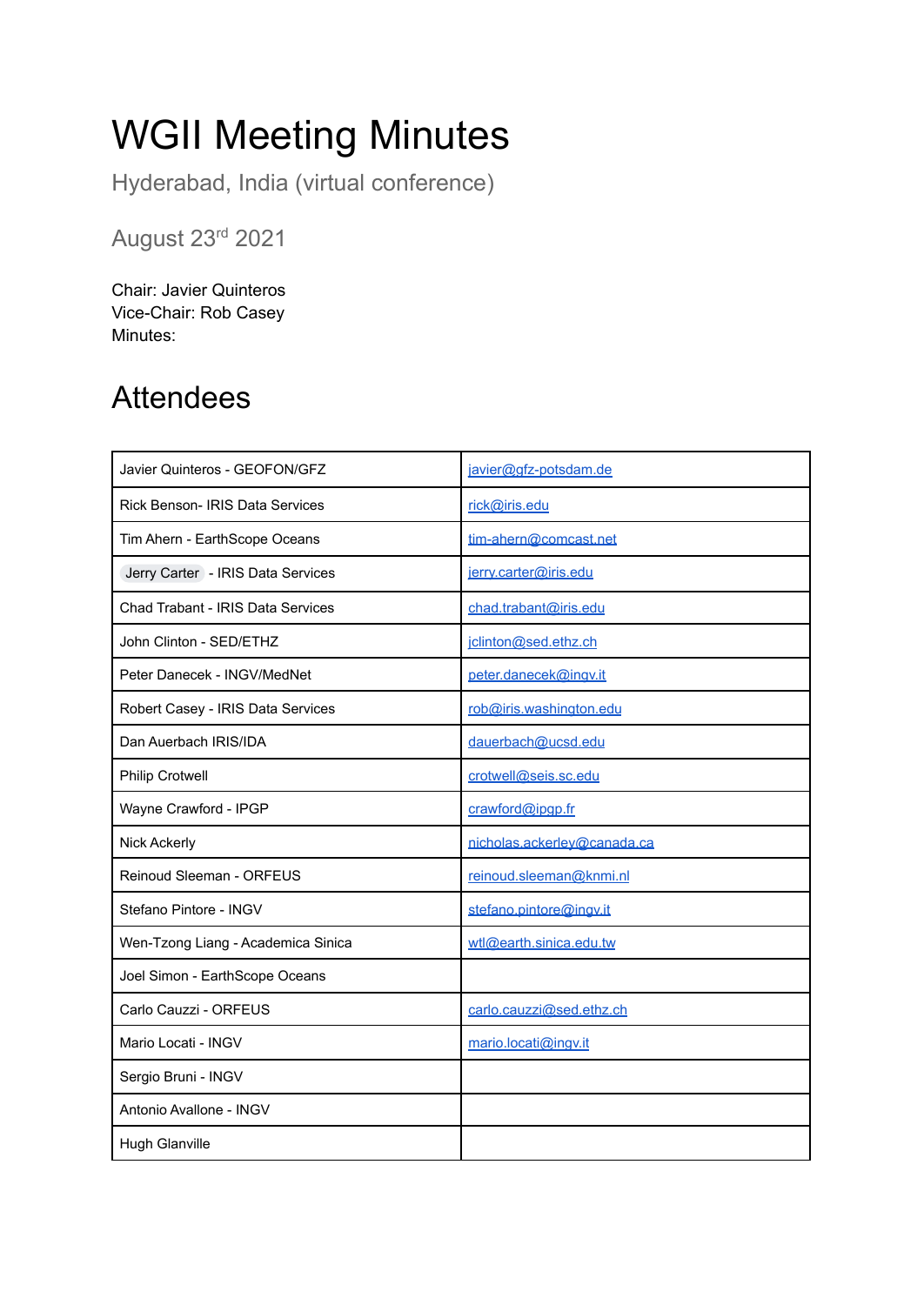# WGII Meeting Minutes

Hyderabad, India (virtual conference)

August 23rd 2021

Chair: Javier Quinteros
Vice-Chair: Rob Casey
Minutes:

# Attendees

| Javier Quinteros - GEOFON/GFZ | javier@gfz-potsdam.de |
|---|---|
| Rick Benson- IRIS Data Services | rick@iris.edu |
| Tim Ahern - EarthScope Oceans | tim-ahern@comcast.net |
| Jerry Carter - IRIS Data Services | jerry.carter@iris.edu |
| Chad Trabant - IRIS Data Services | chad.trabant@iris.edu |
| John Clinton - SED/ETHZ | jclinton@sed.ethz.ch |
| Peter Danecek - INGV/MedNet | peter.danecek@ingv.it |
| Robert Casey - IRIS Data Services | rob@iris.washington.edu |
| Dan Auerbach IRIS/IDA | dauerbach@ucsd.edu |
| Philip Crotwell | crotwell@seis.sc.edu |
| Wayne Crawford - IPGP | crawford@ipgp.fr |
| Nick Ackerly | nicholas.ackerley@canada.ca |
| Reinoud Sleeman - ORFEUS | reinoud.sleeman@knmi.nl |
| Stefano Pintore - INGV | stefano.pintore@ingv.it |
| Wen-Tzong Liang - Academica Sinica | wtl@earth.sinica.edu.tw |
| Joel Simon - EarthScope Oceans | |
| Carlo Cauzzi - ORFEUS | carlo.cauzzi@sed.ethz.ch |
| Mario Locati - INGV | mario.locati@ingv.it |
| Sergio Bruni - INGV | |
| Antonio Avallone - INGV | |
| Hugh Glanville | |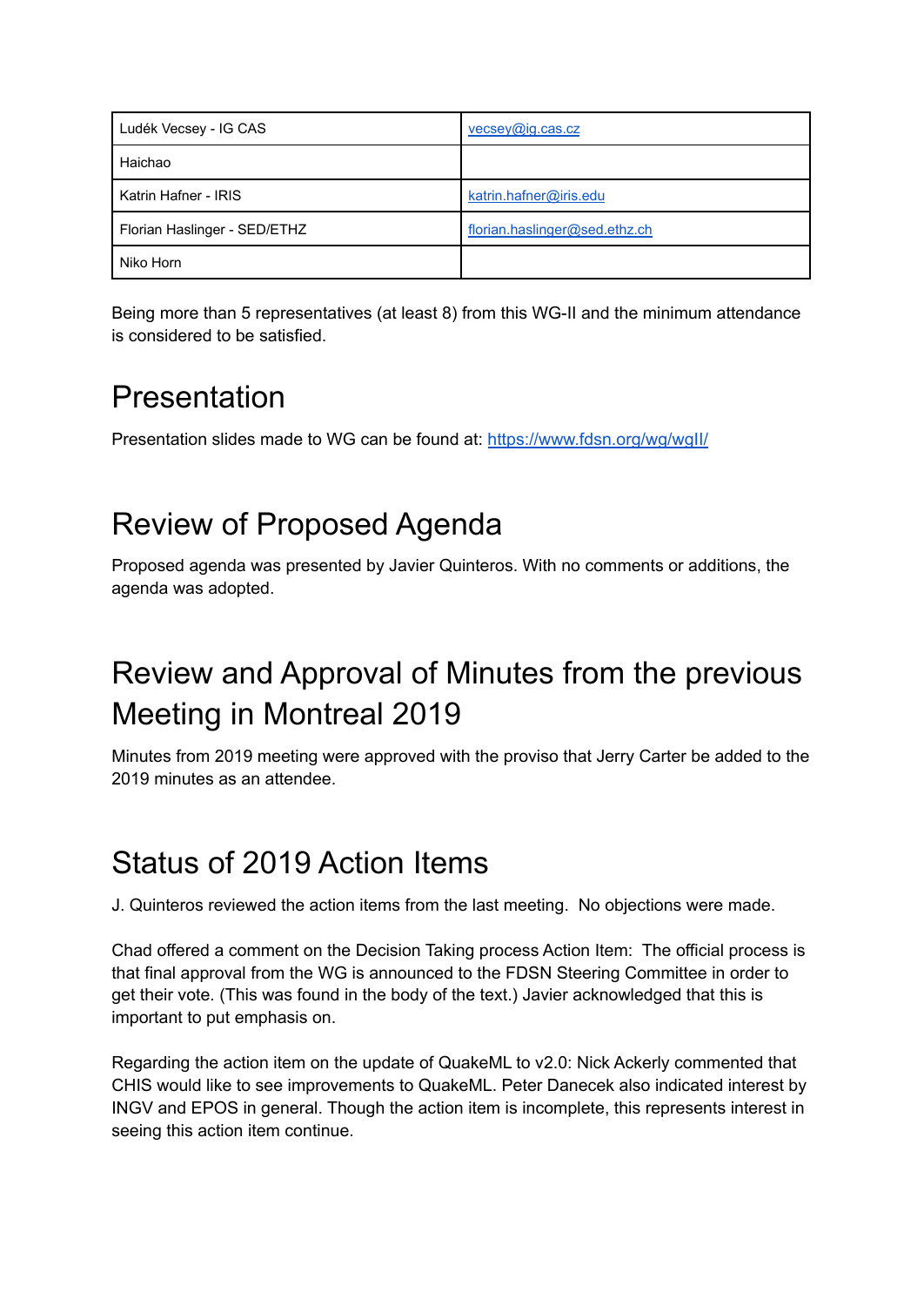| Ludék Vecsey - IG CAS | vecsey@ig.cas.cz |
| --- | --- |
| Haichao | |
| Katrin Hafner - IRIS | katrin.hafner@iris.edu |
| Florian Haslinger - SED/ETHZ | florian.haslinger@sed.ethz.ch |
| Niko Horn | |

Being more than 5 representatives (at least 8) from this WG-II and the minimum attendance is considered to be satisfied.

# Presentation

Presentation slides made to WG can be found at: https://www.fdsn.org/wg/wgII/

# Review of Proposed Agenda

Proposed agenda was presented by Javier Quinteros. With no comments or additions, the agenda was adopted.

# Review and Approval of Minutes from the previous Meeting in Montreal 2019

Minutes from 2019 meeting were approved with the proviso that Jerry Carter be added to the 2019 minutes as an attendee.

# Status of 2019 Action Items

J. Quinteros reviewed the action items from the last meeting. No objections were made.

Chad offered a comment on the Decision Taking process Action Item: The official process is that final approval from the WG is announced to the FDSN Steering Committee in order to get their vote. (This was found in the body of the text.) Javier acknowledged that this is important to put emphasis on.

Regarding the action item on the update of QuakeML to v2.0: Nick Ackerly commented that CHIS would like to see improvements to QuakeML. Peter Danecek also indicated interest by INGV and EPOS in general. Though the action item is incomplete, this represents interest in seeing this action item continue.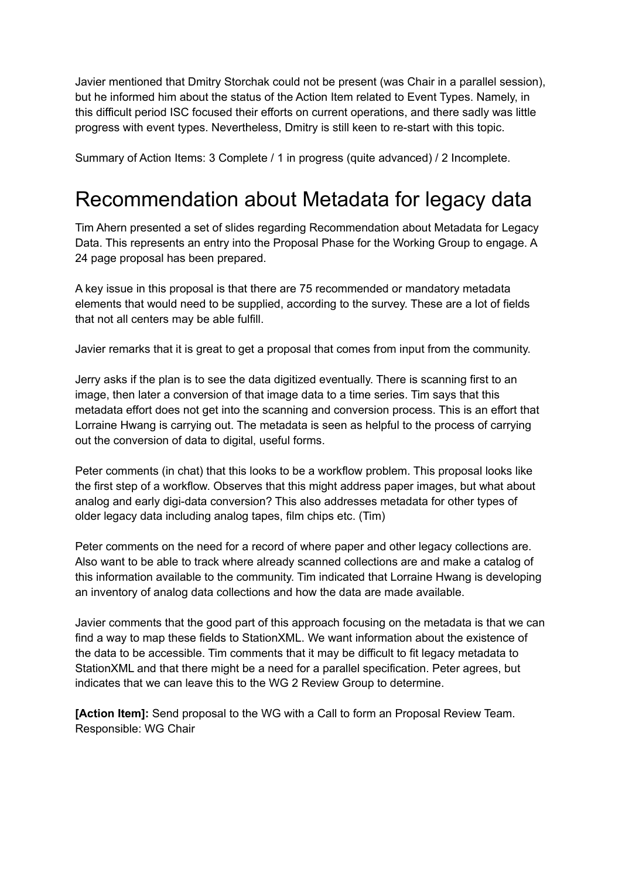Javier mentioned that Dmitry Storchak could not be present (was Chair in a parallel session), but he informed him about the status of the Action Item related to Event Types. Namely, in this difficult period ISC focused their efforts on current operations, and there sadly was little progress with event types. Nevertheless, Dmitry is still keen to re-start with this topic.

Summary of Action Items: 3 Complete / 1 in progress (quite advanced) / 2 Incomplete.

# Recommendation about Metadata for legacy data

Tim Ahern presented a set of slides regarding Recommendation about Metadata for Legacy Data. This represents an entry into the Proposal Phase for the Working Group to engage. A 24 page proposal has been prepared.

A key issue in this proposal is that there are 75 recommended or mandatory metadata elements that would need to be supplied, according to the survey. These are a lot of fields that not all centers may be able fulfill.

Javier remarks that it is great to get a proposal that comes from input from the community.

Jerry asks if the plan is to see the data digitized eventually. There is scanning first to an image, then later a conversion of that image data to a time series. Tim says that this metadata effort does not get into the scanning and conversion process. This is an effort that Lorraine Hwang is carrying out. The metadata is seen as helpful to the process of carrying out the conversion of data to digital, useful forms.

Peter comments (in chat) that this looks to be a workflow problem. This proposal looks like the first step of a workflow. Observes that this might address paper images, but what about analog and early digi-data conversion? This also addresses metadata for other types of older legacy data including analog tapes, film chips etc. (Tim)

Peter comments on the need for a record of where paper and other legacy collections are. Also want to be able to track where already scanned collections are and make a catalog of this information available to the community. Tim indicated that Lorraine Hwang is developing an inventory of analog data collections and how the data are made available.

Javier comments that the good part of this approach focusing on the metadata is that we can find a way to map these fields to StationXML. We want information about the existence of the data to be accessible. Tim comments that it may be difficult to fit legacy metadata to StationXML and that there might be a need for a parallel specification. Peter agrees, but indicates that we can leave this to the WG 2 Review Group to determine.

**[Action Item]:** Send proposal to the WG with a Call to form an Proposal Review Team. Responsible: WG Chair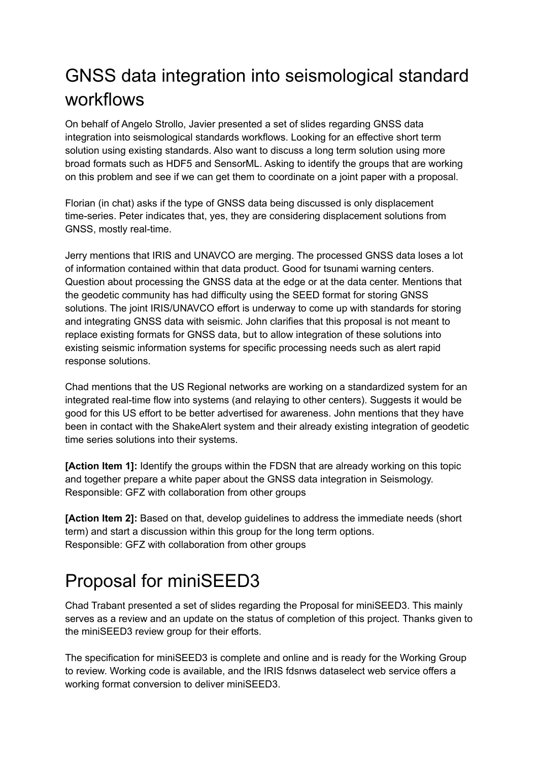# GNSS data integration into seismological standard workflows

On behalf of Angelo Strollo, Javier presented a set of slides regarding GNSS data integration into seismological standards workflows. Looking for an effective short term solution using existing standards. Also want to discuss a long term solution using more broad formats such as HDF5 and SensorML. Asking to identify the groups that are working on this problem and see if we can get them to coordinate on a joint paper with a proposal.

Florian (in chat) asks if the type of GNSS data being discussed is only displacement time-series. Peter indicates that, yes, they are considering displacement solutions from GNSS, mostly real-time.

Jerry mentions that IRIS and UNAVCO are merging. The processed GNSS data loses a lot of information contained within that data product. Good for tsunami warning centers. Question about processing the GNSS data at the edge or at the data center. Mentions that the geodetic community has had difficulty using the SEED format for storing GNSS solutions. The joint IRIS/UNAVCO effort is underway to come up with standards for storing and integrating GNSS data with seismic. John clarifies that this proposal is not meant to replace existing formats for GNSS data, but to allow integration of these solutions into existing seismic information systems for specific processing needs such as alert rapid response solutions.

Chad mentions that the US Regional networks are working on a standardized system for an integrated real-time flow into systems (and relaying to other centers). Suggests it would be good for this US effort to be better advertised for awareness. John mentions that they have been in contact with the ShakeAlert system and their already existing integration of geodetic time series solutions into their systems.

**[Action Item 1]:** Identify the groups within the FDSN that are already working on this topic and together prepare a white paper about the GNSS data integration in Seismology.
Responsible: GFZ with collaboration from other groups

**[Action Item 2]:** Based on that, develop guidelines to address the immediate needs (short term) and start a discussion within this group for the long term options.
Responsible: GFZ with collaboration from other groups

# Proposal for miniSEED3

Chad Trabant presented a set of slides regarding the Proposal for miniSEED3. This mainly serves as a review and an update on the status of completion of this project. Thanks given to the miniSEED3 review group for their efforts.

The specification for miniSEED3 is complete and online and is ready for the Working Group to review. Working code is available, and the IRIS fdsnws dataselect web service offers a working format conversion to deliver miniSEED3.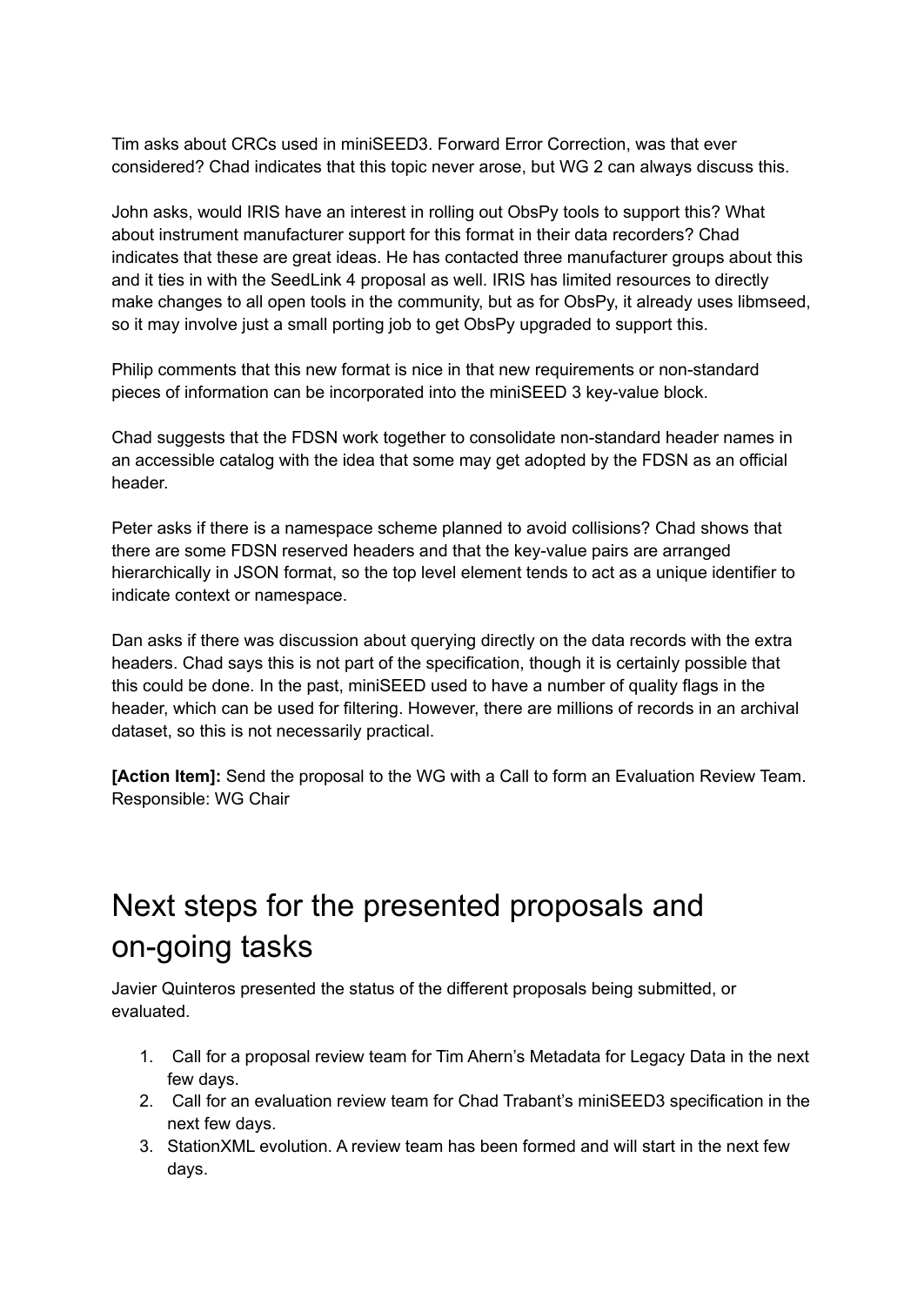Tim asks about CRCs used in miniSEED3. Forward Error Correction, was that ever considered? Chad indicates that this topic never arose, but WG 2 can always discuss this.

John asks, would IRIS have an interest in rolling out ObsPy tools to support this? What about instrument manufacturer support for this format in their data recorders? Chad indicates that these are great ideas. He has contacted three manufacturer groups about this and it ties in with the SeedLink 4 proposal as well. IRIS has limited resources to directly make changes to all open tools in the community, but as for ObsPy, it already uses libmseed, so it may involve just a small porting job to get ObsPy upgraded to support this.

Philip comments that this new format is nice in that new requirements or non-standard pieces of information can be incorporated into the miniSEED 3 key-value block.

Chad suggests that the FDSN work together to consolidate non-standard header names in an accessible catalog with the idea that some may get adopted by the FDSN as an official header.

Peter asks if there is a namespace scheme planned to avoid collisions? Chad shows that there are some FDSN reserved headers and that the key-value pairs are arranged hierarchically in JSON format, so the top level element tends to act as a unique identifier to indicate context or namespace.

Dan asks if there was discussion about querying directly on the data records with the extra headers. Chad says this is not part of the specification, though it is certainly possible that this could be done. In the past, miniSEED used to have a number of quality flags in the header, which can be used for filtering. However, there are millions of records in an archival dataset, so this is not necessarily practical.

**[Action Item]:** Send the proposal to the WG with a Call to form an Evaluation Review Team. Responsible: WG Chair

# Next steps for the presented proposals and on-going tasks

Javier Quinteros presented the status of the different proposals being submitted, or evaluated.

1. Call for a proposal review team for Tim Ahern's Metadata for Legacy Data in the next few days.
2. Call for an evaluation review team for Chad Trabant's miniSEED3 specification in the next few days.
3. StationXML evolution. A review team has been formed and will start in the next few days.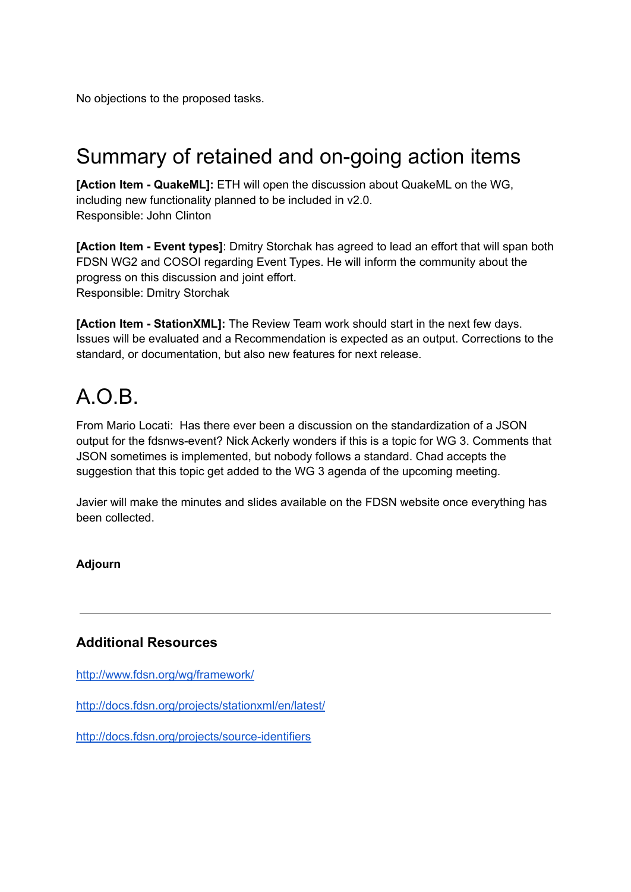No objections to the proposed tasks.

# Summary of retained and on-going action items

**[Action Item - QuakeML]:** ETH will open the discussion about QuakeML on the WG, including new functionality planned to be included in v2.0.
Responsible: John Clinton

**[Action Item - Event types]**: Dmitry Storchak has agreed to lead an effort that will span both FDSN WG2 and COSOI regarding Event Types. He will inform the community about the progress on this discussion and joint effort.
Responsible: Dmitry Storchak

**[Action Item - StationXML]:** The Review Team work should start in the next few days. Issues will be evaluated and a Recommendation is expected as an output. Corrections to the standard, or documentation, but also new features for next release.

# A.O.B.

From Mario Locati: Has there ever been a discussion on the standardization of a JSON output for the fdsnws-event? Nick Ackerly wonders if this is a topic for WG 3. Comments that JSON sometimes is implemented, but nobody follows a standard. Chad accepts the suggestion that this topic get added to the WG 3 agenda of the upcoming meeting.

Javier will make the minutes and slides available on the FDSN website once everything has been collected.

**Adjourn**

---

### Additional Resources

http://www.fdsn.org/wg/framework/

http://docs.fdsn.org/projects/stationxml/en/latest/

http://docs.fdsn.org/projects/source-identifiers